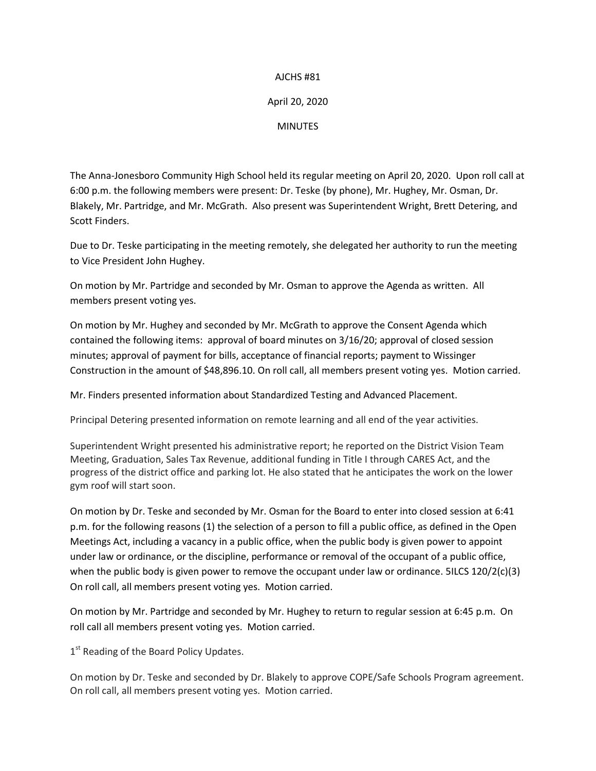AJCHS #81

April 20, 2020

MINUTES

The Anna-Jonesboro Community High School held its regular meeting on April 20, 2020. Upon roll call at 6:00 p.m. the following members were present: Dr. Teske (by phone), Mr. Hughey, Mr. Osman, Dr. Blakely, Mr. Partridge, and Mr. McGrath. Also present was Superintendent Wright, Brett Detering, and Scott Finders.

Due to Dr. Teske participating in the meeting remotely, she delegated her authority to run the meeting to Vice President John Hughey.

On motion by Mr. Partridge and seconded by Mr. Osman to approve the Agenda as written. All members present voting yes.

On motion by Mr. Hughey and seconded by Mr. McGrath to approve the Consent Agenda which contained the following items: approval of board minutes on 3/16/20; approval of closed session minutes; approval of payment for bills, acceptance of financial reports; payment to Wissinger Construction in the amount of $48,896.10. On roll call, all members present voting yes. Motion carried.

Mr. Finders presented information about Standardized Testing and Advanced Placement.

Principal Detering presented information on remote learning and all end of the year activities.

Superintendent Wright presented his administrative report; he reported on the District Vision Team Meeting, Graduation, Sales Tax Revenue, additional funding in Title I through CARES Act, and the progress of the district office and parking lot. He also stated that he anticipates the work on the lower gym roof will start soon.

On motion by Dr. Teske and seconded by Mr. Osman for the Board to enter into closed session at 6:41 p.m. for the following reasons (1) the selection of a person to fill a public office, as defined in the Open Meetings Act, including a vacancy in a public office, when the public body is given power to appoint under law or ordinance, or the discipline, performance or removal of the occupant of a public office, when the public body is given power to remove the occupant under law or ordinance. 5ILCS 120/2(c)(3) On roll call, all members present voting yes. Motion carried.

On motion by Mr. Partridge and seconded by Mr. Hughey to return to regular session at 6:45 p.m. On roll call all members present voting yes. Motion carried.

1st Reading of the Board Policy Updates.

On motion by Dr. Teske and seconded by Dr. Blakely to approve COPE/Safe Schools Program agreement. On roll call, all members present voting yes. Motion carried.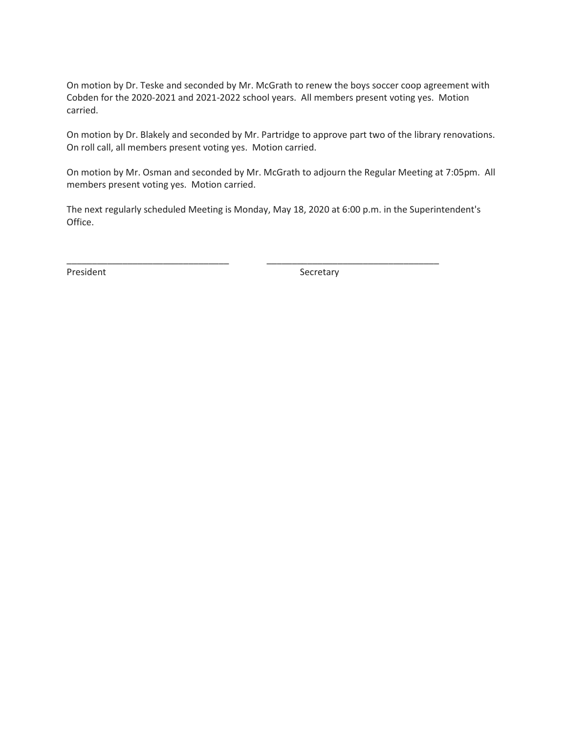On motion by Dr. Teske and seconded by Mr. McGrath to renew the boys soccer coop agreement with Cobden for the 2020-2021 and 2021-2022 school years. All members present voting yes. Motion carried.

On motion by Dr. Blakely and seconded by Mr. Partridge to approve part two of the library renovations. On roll call, all members present voting yes. Motion carried.

On motion by Mr. Osman and seconded by Mr. McGrath to adjourn the Regular Meeting at 7:05pm. All members present voting yes. Motion carried.

The next regularly scheduled Meeting is Monday, May 18, 2020 at 6:00 p.m. in the Superintendent's Office.

_______________________________ _________________________________

President Secretary